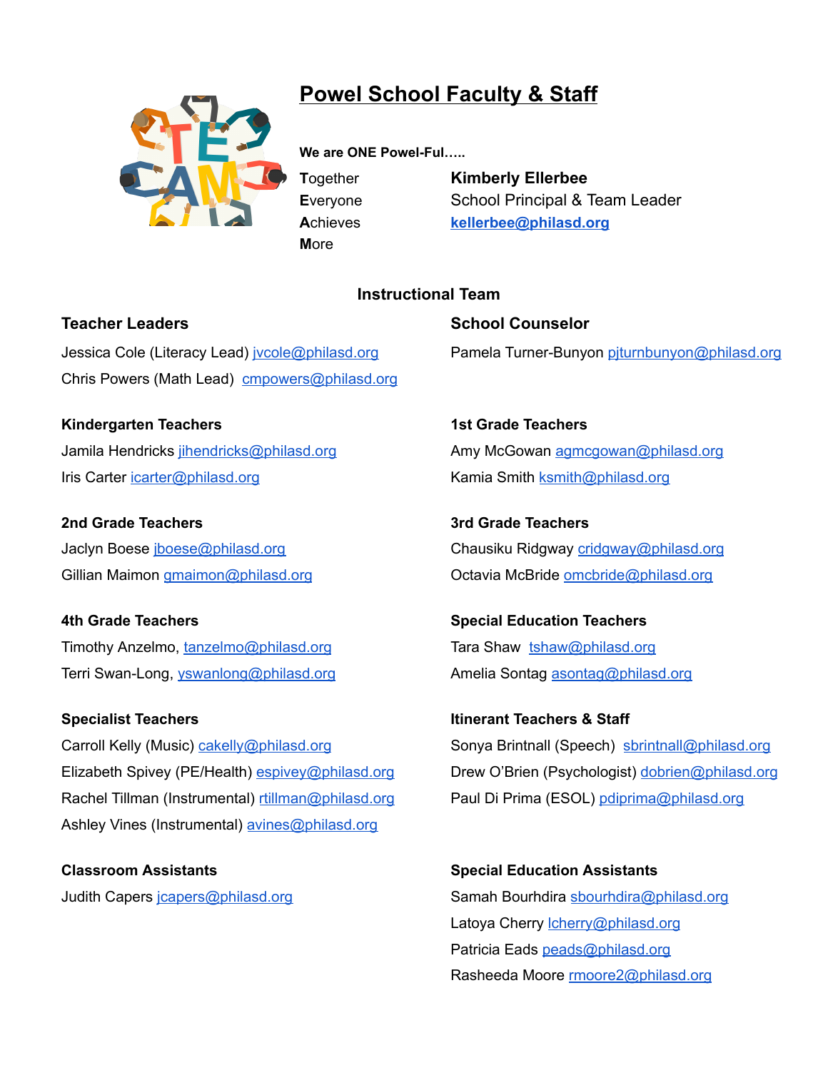# Powel School Faculty & Staff

**We are ONE Powel-Ful…..**

**T**ogether
**E**veryone
**A**chieves
**M**ore

**Kimberly Ellerbee**
School Principal & Team Leader
**kellerbee@philasd.org**

## Instructional Team

### Teacher Leaders

Jessica Cole (Literacy Lead) jvcole@philasd.org

Chris Powers (Math Lead) cmpowers@philasd.org

### School Counselor

Pamela Turner-Bunyon pjturnbunyon@philasd.org

### Kindergarten Teachers

Jamila Hendricks jihendricks@philasd.org

Iris Carter icarter@philasd.org

### 1st Grade Teachers

Amy McGowan agmcgowan@philasd.org

Kamia Smith ksmith@philasd.org

### 2nd Grade Teachers

Jaclyn Boese jboese@philasd.org

Gillian Maimon gmaimon@philasd.org

### 3rd Grade Teachers

Chausiku Ridgway cridgway@philasd.org

Octavia McBride omcbride@philasd.org

### 4th Grade Teachers

Timothy Anzelmo, tanzelmo@philasd.org

Terri Swan-Long, yswanlong@philasd.org

### Special Education Teachers

Tara Shaw tshaw@philasd.org

Amelia Sontag asontag@philasd.org

### Specialist Teachers

Carroll Kelly (Music) cakelly@philasd.org

Elizabeth Spivey (PE/Health) espivey@philasd.org

Rachel Tillman (Instrumental) rtillman@philasd.org

Ashley Vines (Instrumental) avines@philasd.org

### Itinerant Teachers & Staff

Sonya Brintnall (Speech) sbrintnall@philasd.org

Drew O'Brien (Psychologist) dobrien@philasd.org

Paul Di Prima (ESOL) pdiprima@philasd.org

### Classroom Assistants

Judith Capers jcapers@philasd.org

### Special Education Assistants

Samah Bourhdira sbourhdira@philasd.org

Latoya Cherry lcherry@philasd.org

Patricia Eads peads@philasd.org

Rasheeda Moore rmoore2@philasd.org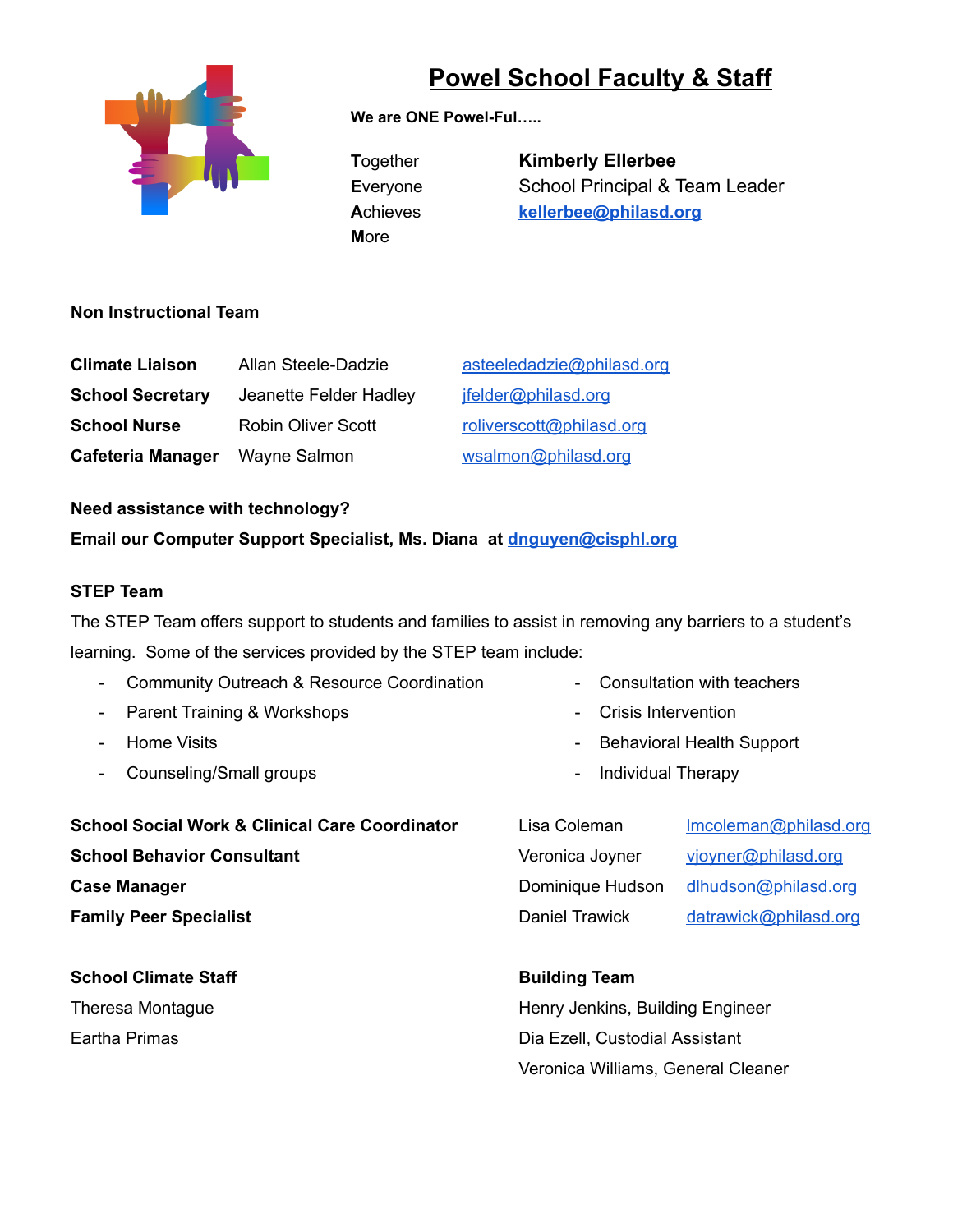# Powel School Faculty & Staff

**We are ONE Powel-Ful…..**

**T**ogether
**E**veryone
**A**chieves
**M**ore

**Kimberly Ellerbee**
School Principal & Team Leader
**kellerbee@philasd.org**

**Non Instructional Team**

| | | |
|---|---|---|
| **Climate Liaison** | Allan Steele-Dadzie | asteeledadzie@philasd.org |
| **School Secretary** | Jeanette Felder Hadley | jfelder@philasd.org |
| **School Nurse** | Robin Oliver Scott | roliverscott@philasd.org |
| **Cafeteria Manager** | Wayne Salmon | wsalmon@philasd.org |

**Need assistance with technology?**
**Email our Computer Support Specialist, Ms. Diana at dnguyen@cisphl.org**

**STEP Team**

The STEP Team offers support to students and families to assist in removing any barriers to a student's learning. Some of the services provided by the STEP team include:

- Community Outreach & Resource Coordination
- Parent Training & Workshops
- Home Visits
- Counseling/Small groups
- Consultation with teachers
- Crisis Intervention
- Behavioral Health Support
- Individual Therapy

| | | |
|---|---|---|
| **School Social Work & Clinical Care Coordinator** | Lisa Coleman | lmcoleman@philasd.org |
| **School Behavior Consultant** | Veronica Joyner | vjoyner@philasd.org |
| **Case Manager** | Dominique Hudson | dlhudson@philasd.org |
| **Family Peer Specialist** | Daniel Trawick | datrawick@philasd.org |

**School Climate Staff**

Theresa Montague
Eartha Primas

**Building Team**

Henry Jenkins, Building Engineer
Dia Ezell, Custodial Assistant
Veronica Williams, General Cleaner